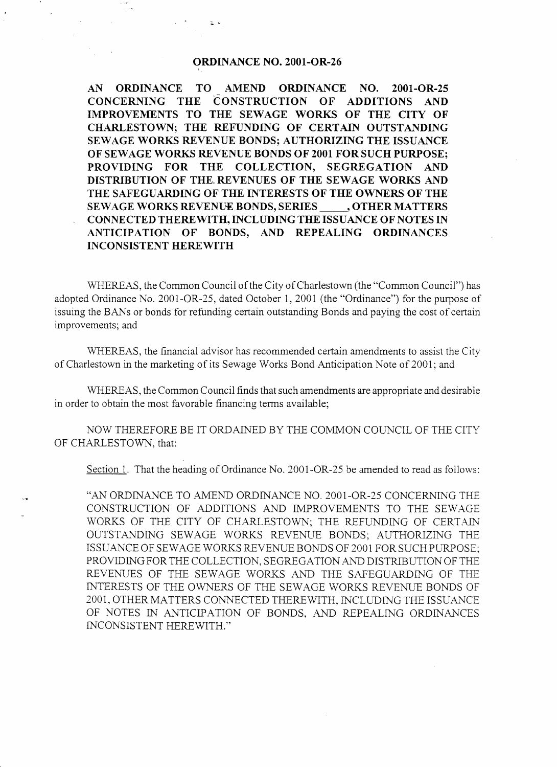# ORDINANCE NO. 2001-OR-26

**AN ORDINANCE TO AMEND ORDINANCE NO. 2001-OR-25 CONCERNING THE CONSTRUCTION OF ADDITIONS AND IMPROVEMENTS TO THE SEWAGE WORKS OF THE CITY OF CHARLESTOWN; THE REFUNDING OF CERTAIN OUTSTANDING SEWAGE WORKS REVENUE BONDS; AUTHORIZING THE ISSUANCE OF SEWAGE WORKS REVENUE BONDS OF 2001 FOR SUCH PURPOSE; PROVIDING FOR THE COLLECTION, SEGREGATION AND DISTRIBUTION OF THE REVENUES OF THE SEWAGE WORKS AND THE SAFEGUARDING OF THE INTERESTS OF THE OWNERS OF THE SEWAGE WORKS REVENUE BONDS, SERIES _____, OTHER MATTERS CONNECTED THEREWITH, INCLUDING THE ISSUANCE OF NOTES IN ANTICIPATION OF BONDS, AND REPEALING ORDINANCES INCONSISTENT HEREWITH**

WHEREAS, the Common Council of the City of Charlestown (the "Common Council") has adopted Ordinance No. 2001-OR-25, dated October 1, 2001 (the "Ordinance") for the purpose of issuing the BANs or bonds for refunding certain outstanding Bonds and paying the cost of certain improvements; and

WHEREAS, the financial advisor has recommended certain amendments to assist the City of Charlestown in the marketing of its Sewage Works Bond Anticipation Note of 2001; and

WHEREAS, the Common Council finds that such amendments are appropriate and desirable in order to obtain the most favorable financing terms available;

NOW THEREFORE BE IT ORDAINED BY THE COMMON COUNCIL OF THE CITY OF CHARLESTOWN, that:

Section 1. That the heading of Ordinance No. 2001-OR-25 be amended to read as follows:

> "AN ORDINANCE TO AMEND ORDINANCE NO. 2001-OR-25 CONCERNING THE CONSTRUCTION OF ADDITIONS AND IMPROVEMENTS TO THE SEWAGE WORKS OF THE CITY OF CHARLESTOWN; THE REFUNDING OF CERTAIN OUTSTANDING SEWAGE WORKS REVENUE BONDS; AUTHORIZING THE ISSUANCE OF SEWAGE WORKS REVENUE BONDS OF 2001 FOR SUCH PURPOSE; PROVIDING FOR THE COLLECTION, SEGREGATION AND DISTRIBUTION OF THE REVENUES OF THE SEWAGE WORKS AND THE SAFEGUARDING OF THE INTERESTS OF THE OWNERS OF THE SEWAGE WORKS REVENUE BONDS OF 2001, OTHER MATTERS CONNECTED THEREWITH, INCLUDING THE ISSUANCE OF NOTES IN ANTICIPATION OF BONDS, AND REPEALING ORDINANCES INCONSISTENT HEREWITH."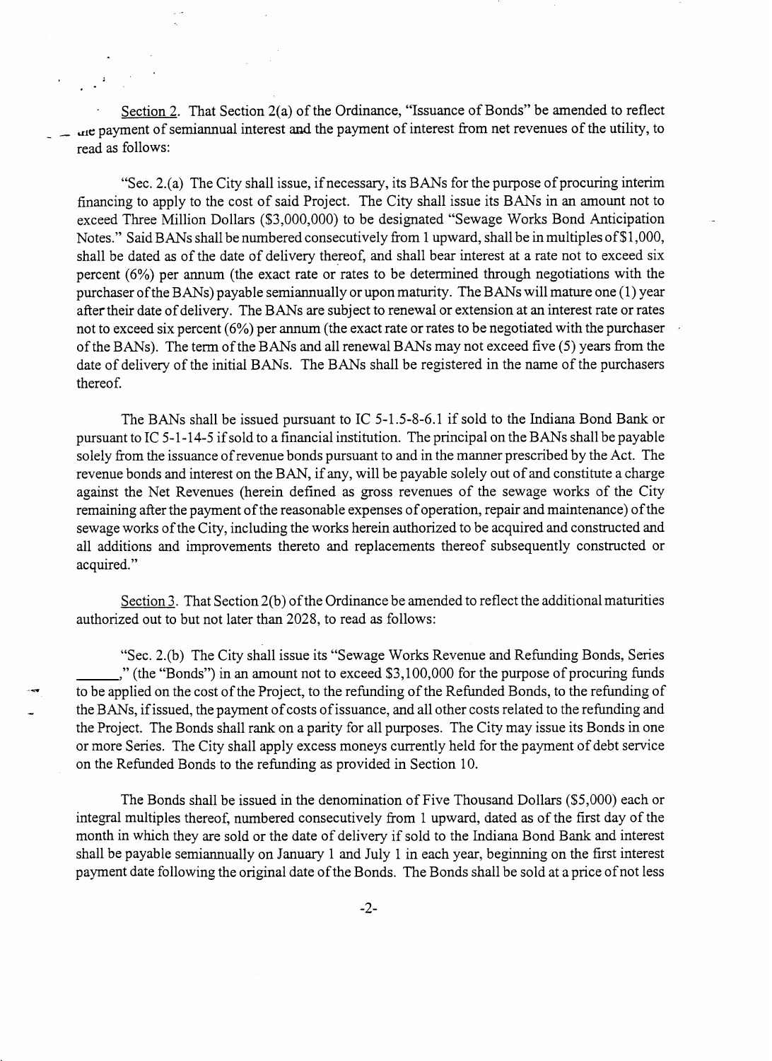Section 2. That Section 2(a) of the Ordinance, "Issuance of Bonds" be amended to reflect the payment of semiannual interest and the payment of interest from net revenues of the utility, to read as follows:

"Sec. 2.(a) The City shall issue, if necessary, its BANs for the purpose of procuring interim financing to apply to the cost of said Project. The City shall issue its BANs in an amount not to exceed Three Million Dollars ($3,000,000) to be designated "Sewage Works Bond Anticipation Notes." Said BANs shall be numbered consecutively from 1 upward, shall be in multiples of $1,000, shall be dated as of the date of delivery thereof, and shall bear interest at a rate not to exceed six percent (6%) per annum (the exact rate or rates to be determined through negotiations with the purchaser of the BANs) payable semiannually or upon maturity. The BANs will mature one (1) year after their date of delivery. The BANs are subject to renewal or extension at an interest rate or rates not to exceed six percent (6%) per annum (the exact rate or rates to be negotiated with the purchaser of the BANs). The term of the BANs and all renewal BANs may not exceed five (5) years from the date of delivery of the initial BANs. The BANs shall be registered in the name of the purchasers thereof.

The BANs shall be issued pursuant to IC 5-1.5-8-6.1 if sold to the Indiana Bond Bank or pursuant to IC 5-1-14-5 if sold to a financial institution. The principal on the BANs shall be payable solely from the issuance of revenue bonds pursuant to and in the manner prescribed by the Act. The revenue bonds and interest on the BAN, if any, will be payable solely out of and constitute a charge against the Net Revenues (herein defined as gross revenues of the sewage works of the City remaining after the payment of the reasonable expenses of operation, repair and maintenance) of the sewage works of the City, including the works herein authorized to be acquired and constructed and all additions and improvements thereto and replacements thereof subsequently constructed or acquired."

Section 3. That Section 2(b) of the Ordinance be amended to reflect the additional maturities authorized out to but not later than 2028, to read as follows:

"Sec. 2.(b) The City shall issue its "Sewage Works Revenue and Refunding Bonds, Series ______," (the "Bonds") in an amount not to exceed $3,100,000 for the purpose of procuring funds to be applied on the cost of the Project, to the refunding of the Refunded Bonds, to the refunding of the BANs, if issued, the payment of costs of issuance, and all other costs related to the refunding and the Project. The Bonds shall rank on a parity for all purposes. The City may issue its Bonds in one or more Series. The City shall apply excess moneys currently held for the payment of debt service on the Refunded Bonds to the refunding as provided in Section 10.

The Bonds shall be issued in the denomination of Five Thousand Dollars ($5,000) each or integral multiples thereof, numbered consecutively from 1 upward, dated as of the first day of the month in which they are sold or the date of delivery if sold to the Indiana Bond Bank and interest shall be payable semiannually on January 1 and July 1 in each year, beginning on the first interest payment date following the original date of the Bonds. The Bonds shall be sold at a price of not less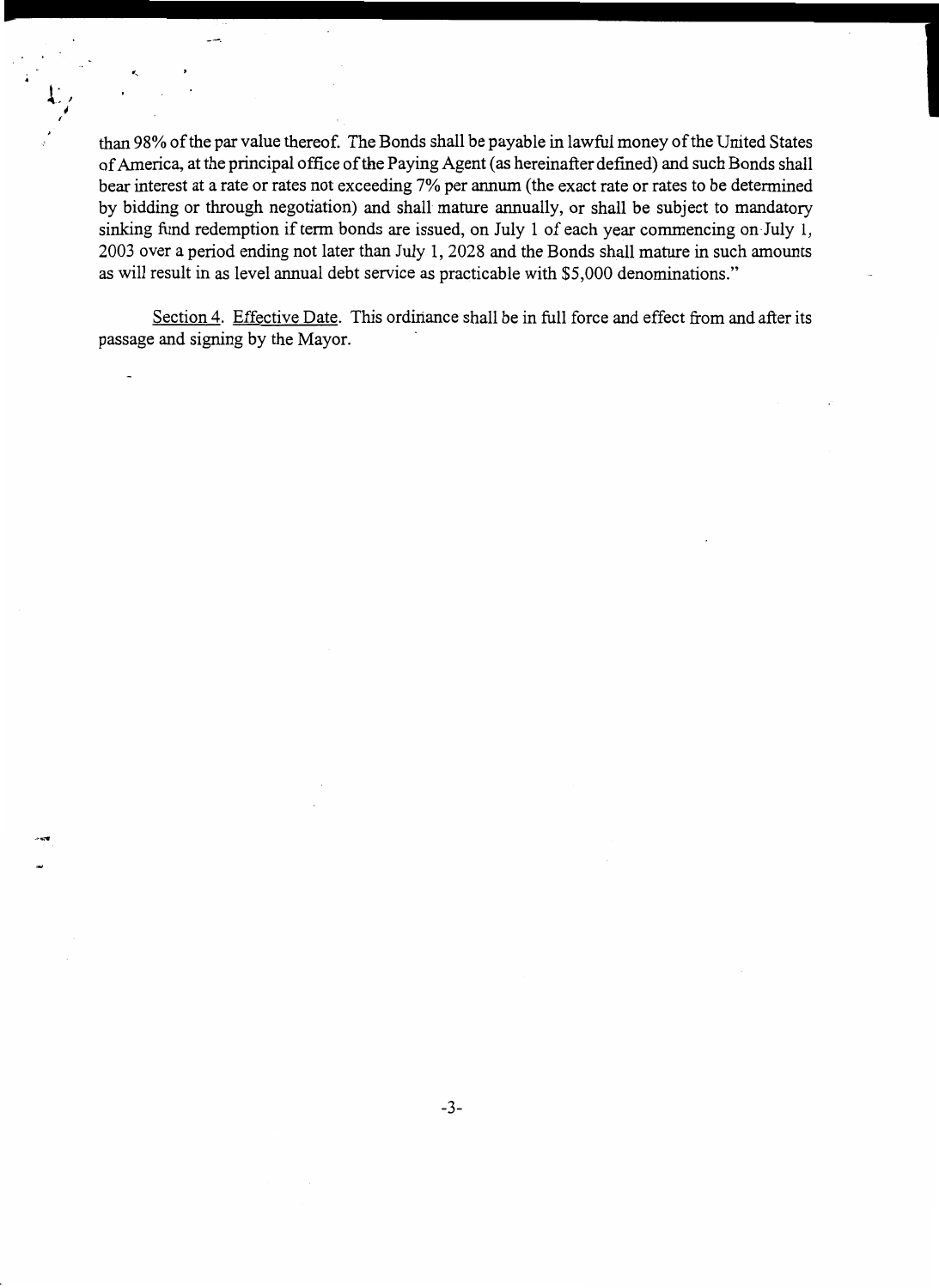than 98% of the par value thereof. The Bonds shall be payable in lawful money of the United States of America, at the principal office of the Paying Agent (as hereinafter defined) and such Bonds shall bear interest at a rate or rates not exceeding 7% per annum (the exact rate or rates to be determined by bidding or through negotiation) and shall mature annually, or shall be subject to mandatory sinking fund redemption if term bonds are issued, on July 1 of each year commencing on July 1, 2003 over a period ending not later than July 1, 2028 and the Bonds shall mature in such amounts as will result in as level annual debt service as practicable with $5,000 denominations."

Section 4. Effective Date. This ordinance shall be in full force and effect from and after its passage and signing by the Mayor.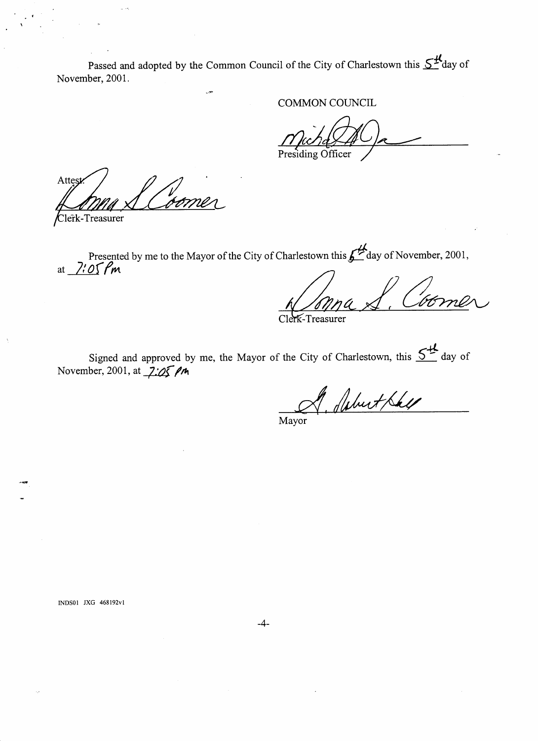Passed and adopted by the Common Council of the City of Charlestown this 5th day of November, 2001.

COMMON COUNCIL

Presiding Officer

Attest:

Clerk-Treasurer

Presented by me to the Mayor of the City of Charlestown this 5th day of November, 2001, at 7:05 Pm

Clerk-Treasurer

Signed and approved by me, the Mayor of the City of Charlestown, this 5th day of November, 2001, at 7:05 pm

Mayor

INDS01 JXG 468192v1